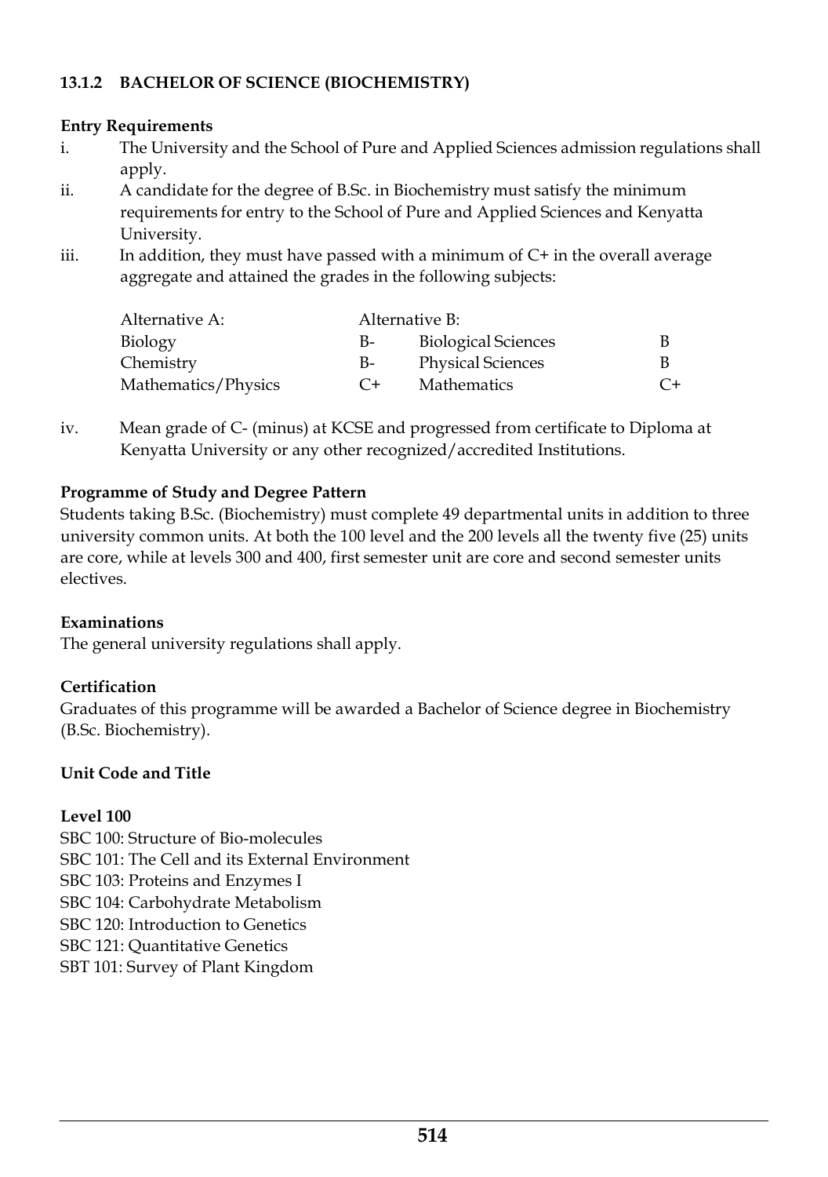### 13.1.2 BACHELOR OF SCIENCE (BIOCHEMISTRY)

**Entry Requirements**

i. The University and the School of Pure and Applied Sciences admission regulations shall apply.

ii. A candidate for the degree of B.Sc. in Biochemistry must satisfy the minimum requirements for entry to the School of Pure and Applied Sciences and Kenyatta University.

iii. In addition, they must have passed with a minimum of C+ in the overall average aggregate and attained the grades in the following subjects:

| Alternative A: | | Alternative B: | |
|---|---|---|---|
| Biology | B- | Biological Sciences | B |
| Chemistry | B- | Physical Sciences | B |
| Mathematics/Physics | C+ | Mathematics | C+ |

iv. Mean grade of C- (minus) at KCSE and progressed from certificate to Diploma at Kenyatta University or any other recognized/accredited Institutions.

**Programme of Study and Degree Pattern**

Students taking B.Sc. (Biochemistry) must complete 49 departmental units in addition to three university common units. At both the 100 level and the 200 levels all the twenty five (25) units are core, while at levels 300 and 400, first semester unit are core and second semester units electives.

**Examinations**

The general university regulations shall apply.

**Certification**

Graduates of this programme will be awarded a Bachelor of Science degree in Biochemistry (B.Sc. Biochemistry).

**Unit Code and Title**

**Level 100**

SBC 100: Structure of Bio-molecules
SBC 101: The Cell and its External Environment
SBC 103: Proteins and Enzymes I
SBC 104: Carbohydrate Metabolism
SBC 120: Introduction to Genetics
SBC 121: Quantitative Genetics
SBT 101: Survey of Plant Kingdom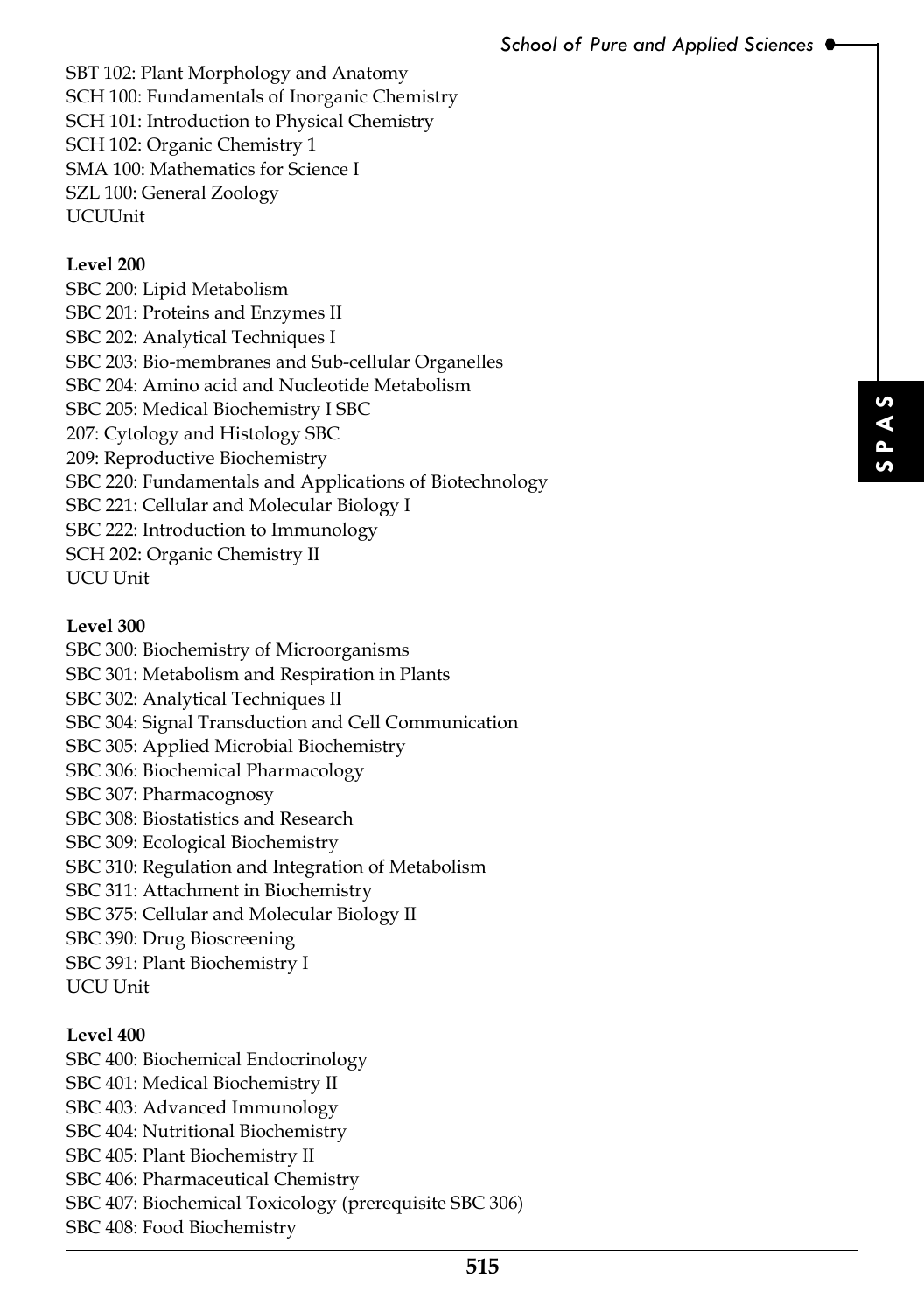SBT 102: Plant Morphology and Anatomy
SCH 100: Fundamentals of Inorganic Chemistry
SCH 101: Introduction to Physical Chemistry
SCH 102: Organic Chemistry 1
SMA 100: Mathematics for Science I
SZL 100: General Zoology
UCUUnit

**Level 200**

SBC 200: Lipid Metabolism
SBC 201: Proteins and Enzymes II
SBC 202: Analytical Techniques I
SBC 203: Bio-membranes and Sub-cellular Organelles
SBC 204: Amino acid and Nucleotide Metabolism
SBC 205: Medical Biochemistry I SBC
207: Cytology and Histology SBC
209: Reproductive Biochemistry
SBC 220: Fundamentals and Applications of Biotechnology
SBC 221: Cellular and Molecular Biology I
SBC 222: Introduction to Immunology
SCH 202: Organic Chemistry II
UCU Unit

**Level 300**

SBC 300: Biochemistry of Microorganisms
SBC 301: Metabolism and Respiration in Plants
SBC 302: Analytical Techniques II
SBC 304: Signal Transduction and Cell Communication
SBC 305: Applied Microbial Biochemistry
SBC 306: Biochemical Pharmacology
SBC 307: Pharmacognosy
SBC 308: Biostatistics and Research
SBC 309: Ecological Biochemistry
SBC 310: Regulation and Integration of Metabolism
SBC 311: Attachment in Biochemistry
SBC 375: Cellular and Molecular Biology II
SBC 390: Drug Bioscreening
SBC 391: Plant Biochemistry I
UCU Unit

**Level 400**

SBC 400: Biochemical Endocrinology
SBC 401: Medical Biochemistry II
SBC 403: Advanced Immunology
SBC 404: Nutritional Biochemistry
SBC 405: Plant Biochemistry II
SBC 406: Pharmaceutical Chemistry
SBC 407: Biochemical Toxicology (prerequisite SBC 306)
SBC 408: Food Biochemistry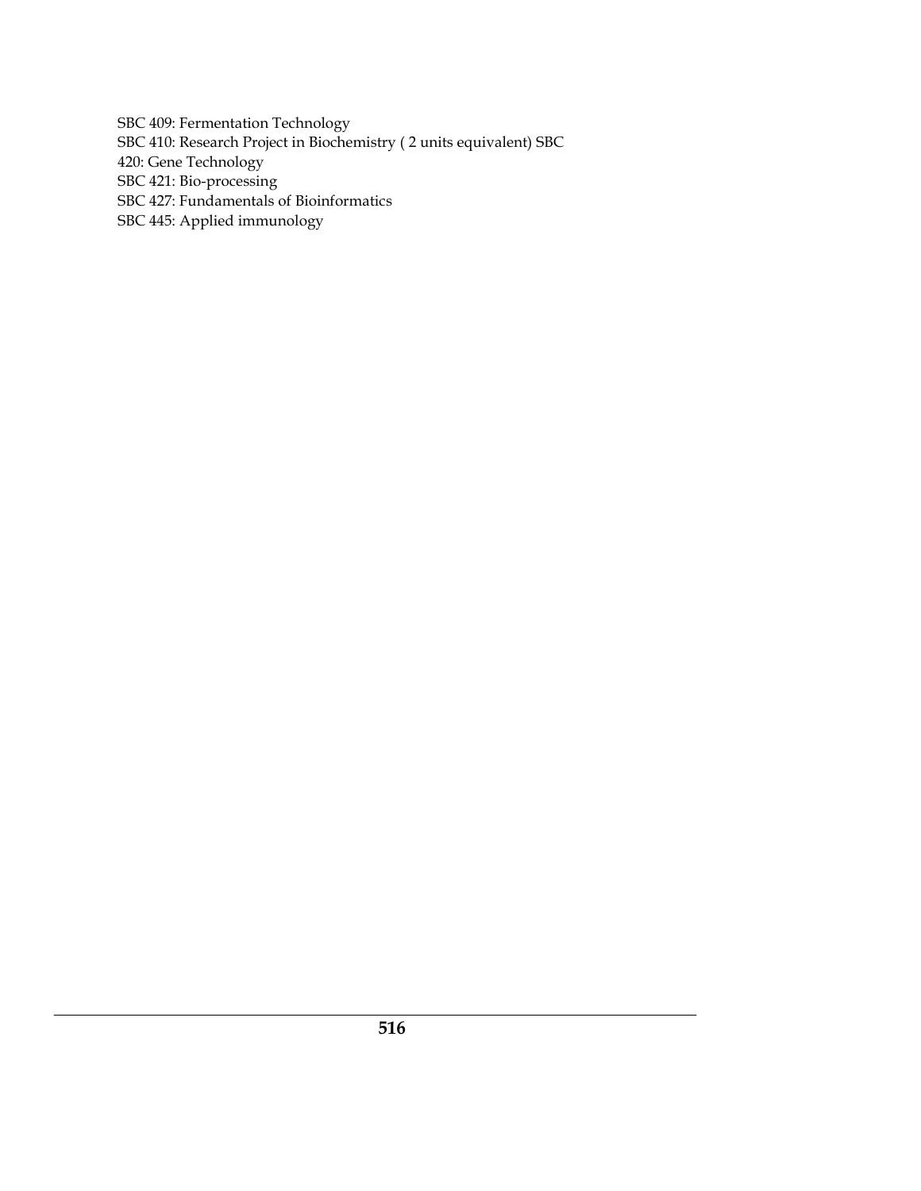SBC 409: Fermentation Technology
SBC 410: Research Project in Biochemistry ( 2 units equivalent) SBC
420: Gene Technology
SBC 421: Bio-processing
SBC 427: Fundamentals of Bioinformatics
SBC 445: Applied immunology